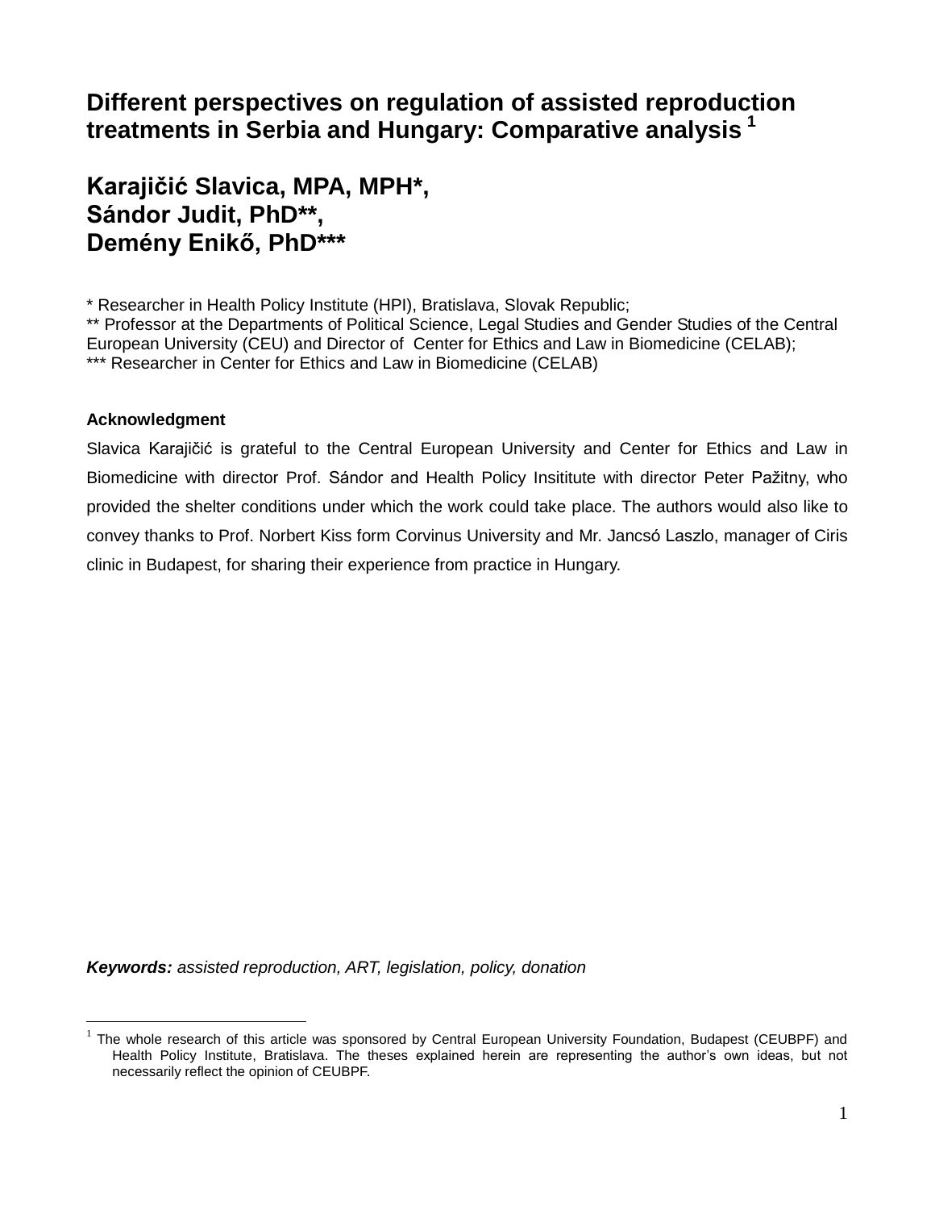# Different perspectives on regulation of assisted reproduction treatments in Serbia and Hungary: Comparative analysis [1]

## Karajičić Slavica, MPA, MPH*,
## Sándor Judit, PhD**,
## Demény Enikő, PhD***

* Researcher in Health Policy Institute (HPI), Bratislava, Slovak Republic;
** Professor at the Departments of Political Science, Legal Studies and Gender Studies of the Central European University (CEU) and Director of Center for Ethics and Law in Biomedicine (CELAB);
*** Researcher in Center for Ethics and Law in Biomedicine (CELAB)

**Acknowledgment**

Slavica Karajičić is grateful to the Central European University and Center for Ethics and Law in Biomedicine with director Prof. Sándor and Health Policy Insititute with director Peter Pažitny, who provided the shelter conditions under which the work could take place. The authors would also like to convey thanks to Prof. Norbert Kiss form Corvinus University and Mr. Jancsó Laszlo, manager of Ciris clinic in Budapest, for sharing their experience from practice in Hungary.

***Keywords:*** *assisted reproduction, ART, legislation, policy, donation*

---

[1] The whole research of this article was sponsored by Central European University Foundation, Budapest (CEUBPF) and Health Policy Institute, Bratislava. The theses explained herein are representing the author's own ideas, but not necessarily reflect the opinion of CEUBPF.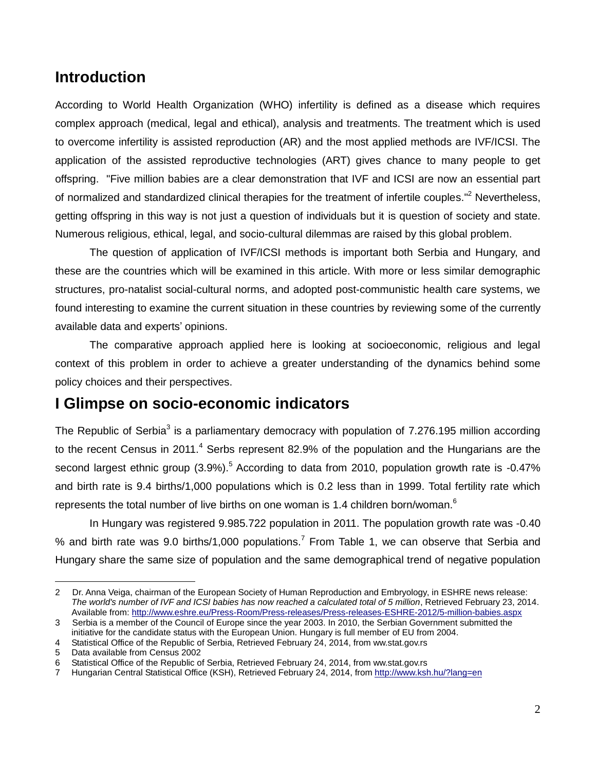## Introduction

According to World Health Organization (WHO) infertility is defined as a disease which requires complex approach (medical, legal and ethical), analysis and treatments. The treatment which is used to overcome infertility is assisted reproduction (AR) and the most applied methods are IVF/ICSI. The application of the assisted reproductive technologies (ART) gives chance to many people to get offspring. "Five million babies are a clear demonstration that IVF and ICSI are now an essential part of normalized and standardized clinical therapies for the treatment of infertile couples."[2] Nevertheless, getting offspring in this way is not just a question of individuals but it is question of society and state. Numerous religious, ethical, legal, and socio-cultural dilemmas are raised by this global problem.

The question of application of IVF/ICSI methods is important both Serbia and Hungary, and these are the countries which will be examined in this article. With more or less similar demographic structures, pro-natalist social-cultural norms, and adopted post-communistic health care systems, we found interesting to examine the current situation in these countries by reviewing some of the currently available data and experts' opinions.

The comparative approach applied here is looking at socioeconomic, religious and legal context of this problem in order to achieve a greater understanding of the dynamics behind some policy choices and their perspectives.

## I Glimpse on socio-economic indicators

The Republic of Serbia[3] is a parliamentary democracy with population of 7.276.195 million according to the recent Census in 2011.[4] Serbs represent 82.9% of the population and the Hungarians are the second largest ethnic group (3.9%).[5] According to data from 2010, population growth rate is -0.47% and birth rate is 9.4 births/1,000 populations which is 0.2 less than in 1999. Total fertility rate which represents the total number of live births on one woman is 1.4 children born/woman.[6]

In Hungary was registered 9.985.722 population in 2011. The population growth rate was -0.40 % and birth rate was 9.0 births/1,000 populations.[7] From Table 1, we can observe that Serbia and Hungary share the same size of population and the same demographical trend of negative population

---

2 Dr. Anna Veiga, chairman of the European Society of Human Reproduction and Embryology, in ESHRE news release: *The world's number of IVF and ICSI babies has now reached a calculated total of 5 million*, Retrieved February 23, 2014. Available from: http://www.eshre.eu/Press-Room/Press-releases/Press-releases-ESHRE-2012/5-million-babies.aspx

3 Serbia is a member of the Council of Europe since the year 2003. In 2010, the Serbian Government submitted the initiative for the candidate status with the European Union. Hungary is full member of EU from 2004.

4 Statistical Office of the Republic of Serbia, Retrieved February 24, 2014, from ww.stat.gov.rs

5 Data available from Census 2002

6 Statistical Office of the Republic of Serbia, Retrieved February 24, 2014, from ww.stat.gov.rs

7 Hungarian Central Statistical Office (KSH), Retrieved February 24, 2014, from http://www.ksh.hu/?lang=en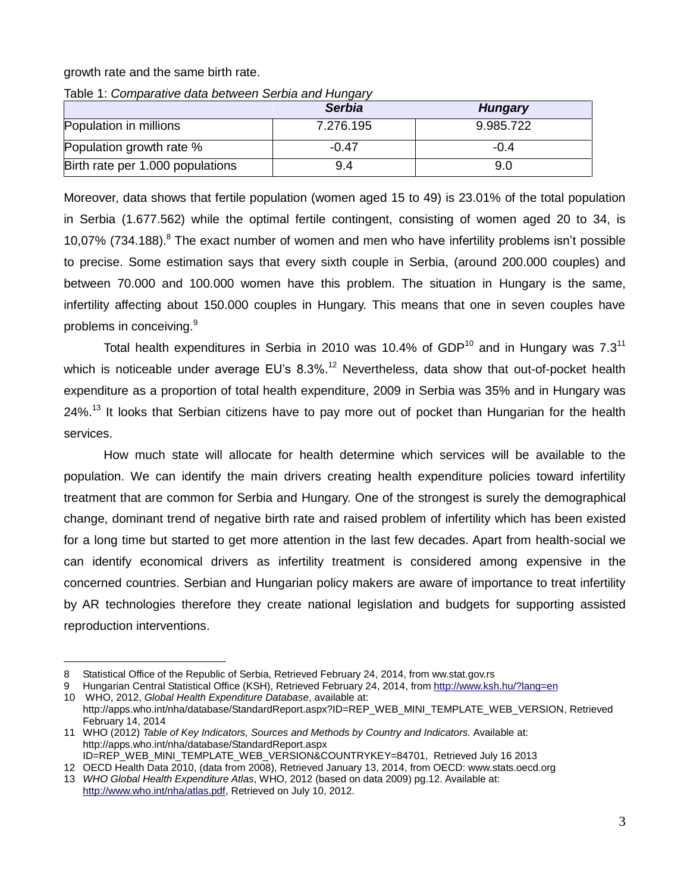growth rate and the same birth rate.

Table 1: *Comparative data between Serbia and Hungary*

| | ***Serbia*** | ***Hungary*** |
|---|---|---|
| Population in millions | 7.276.195 | 9.985.722 |
| Population growth rate % | -0.47 | -0.4 |
| Birth rate per 1.000 populations | 9.4 | 9.0 |

Moreover, data shows that fertile population (women aged 15 to 49) is 23.01% of the total population in Serbia (1.677.562) while the optimal fertile contingent, consisting of women aged 20 to 34, is 10,07% (734.188).[8] The exact number of women and men who have infertility problems isn't possible to precise. Some estimation says that every sixth couple in Serbia, (around 200.000 couples) and between 70.000 and 100.000 women have this problem. The situation in Hungary is the same, infertility affecting about 150.000 couples in Hungary. This means that one in seven couples have problems in conceiving.[9]

Total health expenditures in Serbia in 2010 was 10.4% of GDP[10] and in Hungary was 7.3[11] which is noticeable under average EU's 8.3%.[12] Nevertheless, data show that out-of-pocket health expenditure as a proportion of total health expenditure, 2009 in Serbia was 35% and in Hungary was 24%.[13] It looks that Serbian citizens have to pay more out of pocket than Hungarian for the health services.

How much state will allocate for health determine which services will be available to the population. We can identify the main drivers creating health expenditure policies toward infertility treatment that are common for Serbia and Hungary. One of the strongest is surely the demographical change, dominant trend of negative birth rate and raised problem of infertility which has been existed for a long time but started to get more attention in the last few decades. Apart from health-social we can identify economical drivers as infertility treatment is considered among expensive in the concerned countries. Serbian and Hungarian policy makers are aware of importance to treat infertility by AR technologies therefore they create national legislation and budgets for supporting assisted reproduction interventions.

---

8 Statistical Office of the Republic of Serbia, Retrieved February 24, 2014, from ww.stat.gov.rs

9 Hungarian Central Statistical Office (KSH), Retrieved February 24, 2014, from http://www.ksh.hu/?lang=en

10 WHO, 2012, *Global Health Expenditure Database*, available at: http://apps.who.int/nha/database/StandardReport.aspx?ID=REP_WEB_MINI_TEMPLATE_WEB_VERSION, Retrieved February 14, 2014

11 WHO (2012) *Table of Key Indicators, Sources and Methods by Country and Indicators.* Available at: http://apps.who.int/nha/database/StandardReport.aspx ID=REP_WEB_MINI_TEMPLATE_WEB_VERSION&COUNTRYKEY=84701, Retrieved July 16 2013

12 OECD Health Data 2010, (data from 2008), Retrieved January 13, 2014, from OECD: www.stats.oecd.org

13 *WHO Global Health Expenditure Atlas*, WHO, 2012 (based on data 2009) pg.12. Available at: http://www.who.int/nha/atlas.pdf, Retrieved on July 10, 2012.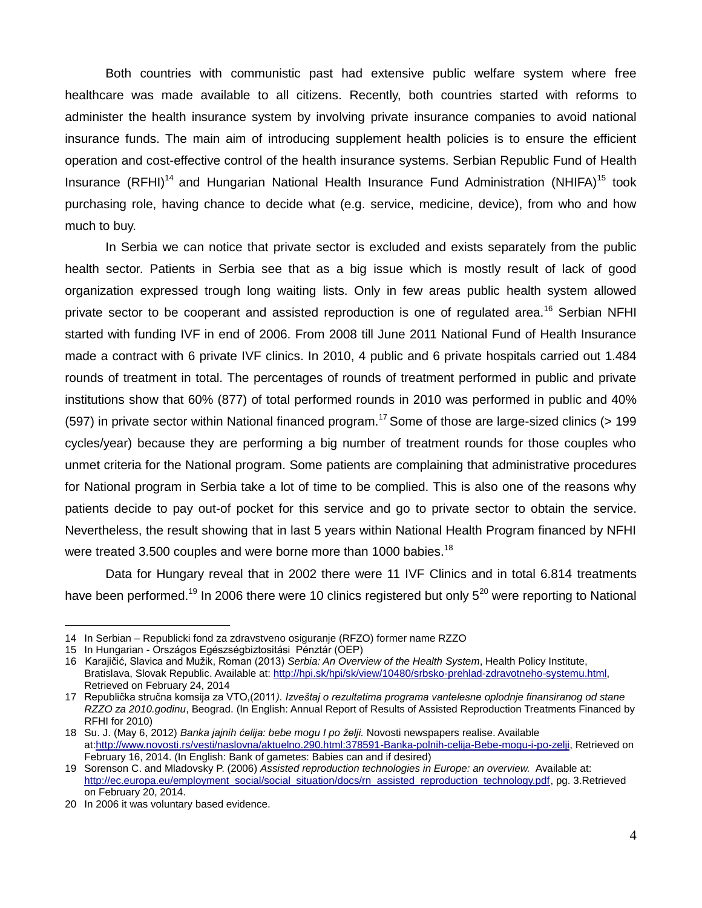Both countries with communistic past had extensive public welfare system where free healthcare was made available to all citizens. Recently, both countries started with reforms to administer the health insurance system by involving private insurance companies to avoid national insurance funds. The main aim of introducing supplement health policies is to ensure the efficient operation and cost-effective control of the health insurance systems. Serbian Republic Fund of Health Insurance (RFHI)[14] and Hungarian National Health Insurance Fund Administration (NHIFA)[15] took purchasing role, having chance to decide what (e.g. service, medicine, device), from who and how much to buy.

In Serbia we can notice that private sector is excluded and exists separately from the public health sector. Patients in Serbia see that as a big issue which is mostly result of lack of good organization expressed trough long waiting lists. Only in few areas public health system allowed private sector to be cooperant and assisted reproduction is one of regulated area.[16] Serbian NFHI started with funding IVF in end of 2006. From 2008 till June 2011 National Fund of Health Insurance made a contract with 6 private IVF clinics. In 2010, 4 public and 6 private hospitals carried out 1.484 rounds of treatment in total. The percentages of rounds of treatment performed in public and private institutions show that 60% (877) of total performed rounds in 2010 was performed in public and 40% (597) in private sector within National financed program.[17] Some of those are large-sized clinics (> 199 cycles/year) because they are performing a big number of treatment rounds for those couples who unmet criteria for the National program. Some patients are complaining that administrative procedures for National program in Serbia take a lot of time to be complied. This is also one of the reasons why patients decide to pay out-of pocket for this service and go to private sector to obtain the service. Nevertheless, the result showing that in last 5 years within National Health Program financed by NFHI were treated 3.500 couples and were borne more than 1000 babies.[18]

Data for Hungary reveal that in 2002 there were 11 IVF Clinics and in total 6.814 treatments have been performed.[19] In 2006 there were 10 clinics registered but only 5[20] were reporting to National

---

14 In Serbian – Republicki fond za zdravstveno osiguranje (RFZO) former name RZZO

15 In Hungarian - Országos Egészségbiztositási Pénztár (OEP)

16 Karajičić, Slavica and Mužik, Roman (2013) *Serbia: An Overview of the Health System*, Health Policy Institute, Bratislava, Slovak Republic. Available at: http://hpi.sk/hpi/sk/view/10480/srbsko-prehlad-zdravotneho-systemu.html, Retrieved on February 24, 2014

17 Republička stručna komsija za VTO,(2011*). Izveštaj o rezultatima programa vantelesne oplodnje finansiranog od stane RZZO za 2010.godinu*, Beograd. (In English: Annual Report of Results of Assisted Reproduction Treatments Financed by RFHI for 2010)

18 Su. J. (May 6, 2012) *Banka jajnih ćelija: bebe mogu I po želji.* Novosti newspapers realise. Available at:http://www.novosti.rs/vesti/naslovna/aktuelno.290.html:378591-Banka-polnih-celija-Bebe-mogu-i-po-zelji, Retrieved on February 16, 2014. (In English: Bank of gametes: Babies can and if desired)

19 Sorenson C. and Mladovsky P. (2006) *Assisted reproduction technologies in Europe: an overview.* Available at: http://ec.europa.eu/employment_social/social_situation/docs/rn_assisted_reproduction_technology.pdf, pg. 3.Retrieved on February 20, 2014.

20 In 2006 it was voluntary based evidence.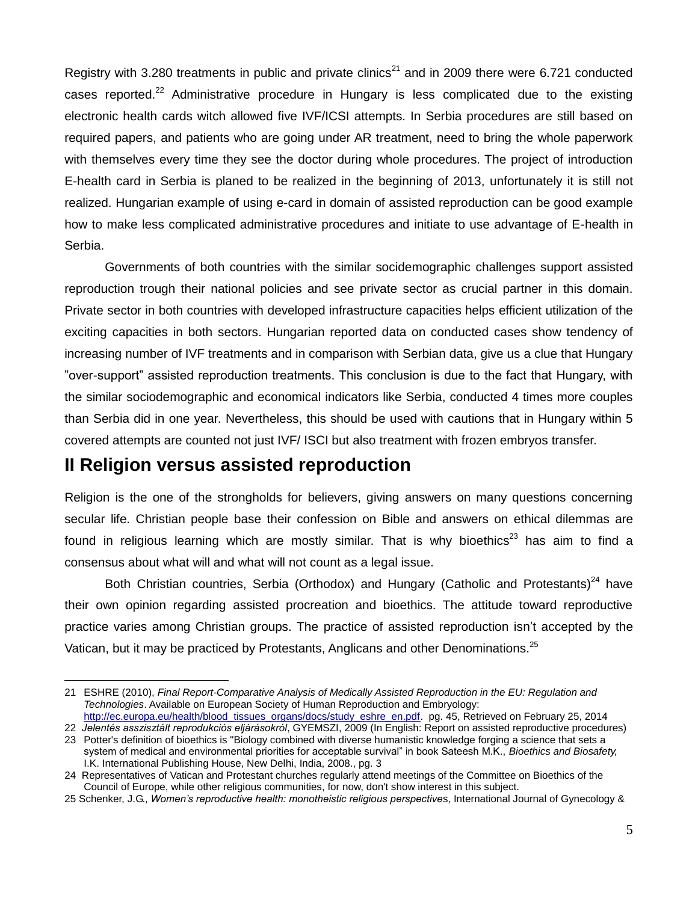Registry with 3.280 treatments in public and private clinics[21] and in 2009 there were 6.721 conducted cases reported.[22] Administrative procedure in Hungary is less complicated due to the existing electronic health cards witch allowed five IVF/ICSI attempts. In Serbia procedures are still based on required papers, and patients who are going under AR treatment, need to bring the whole paperwork with themselves every time they see the doctor during whole procedures. The project of introduction E-health card in Serbia is planed to be realized in the beginning of 2013, unfortunately it is still not realized. Hungarian example of using e-card in domain of assisted reproduction can be good example how to make less complicated administrative procedures and initiate to use advantage of E-health in Serbia.

Governments of both countries with the similar socidemographic challenges support assisted reproduction trough their national policies and see private sector as crucial partner in this domain. Private sector in both countries with developed infrastructure capacities helps efficient utilization of the exciting capacities in both sectors. Hungarian reported data on conducted cases show tendency of increasing number of IVF treatments and in comparison with Serbian data, give us a clue that Hungary "over-support" assisted reproduction treatments. This conclusion is due to the fact that Hungary, with the similar sociodemographic and economical indicators like Serbia, conducted 4 times more couples than Serbia did in one year. Nevertheless, this should be used with cautions that in Hungary within 5 covered attempts are counted not just IVF/ ISCI but also treatment with frozen embryos transfer.

## II Religion versus assisted reproduction

Religion is the one of the strongholds for believers, giving answers on many questions concerning secular life. Christian people base their confession on Bible and answers on ethical dilemmas are found in religious learning which are mostly similar. That is why bioethics[23] has aim to find a consensus about what will and what will not count as a legal issue.

Both Christian countries, Serbia (Orthodox) and Hungary (Catholic and Protestants)[24] have their own opinion regarding assisted procreation and bioethics. The attitude toward reproductive practice varies among Christian groups. The practice of assisted reproduction isn't accepted by the Vatican, but it may be practiced by Protestants, Anglicans and other Denominations.[25]

---

21 ESHRE (2010), *Final Report-Comparative Analysis of Medically Assisted Reproduction in the EU: Regulation and Technologies*. Available on European Society of Human Reproduction and Embryology: http://ec.europa.eu/health/blood_tissues_organs/docs/study_eshre_en.pdf. pg. 45, Retrieved on February 25, 2014

22 *Jelentés asszisztált reprodukciós eljárásokról*, GYEMSZI, 2009 (In English: Report on assisted reproductive procedures)

23 Potter's definition of bioethics is "Biology combined with diverse humanistic knowledge forging a science that sets a system of medical and environmental priorities for acceptable survival" in book Sateesh M.K., *Bioethics and Biosafety,* I.K. International Publishing House, New Delhi, India, 2008., pg. 3

24 Representatives of Vatican and Protestant churches regularly attend meetings of the Committee on Bioethics of the Council of Europe, while other religious communities, for now, don't show interest in this subject.

25 Schenker, J.G., *Women's reproductive health: monotheistic religious perspectives*, International Journal of Gynecology &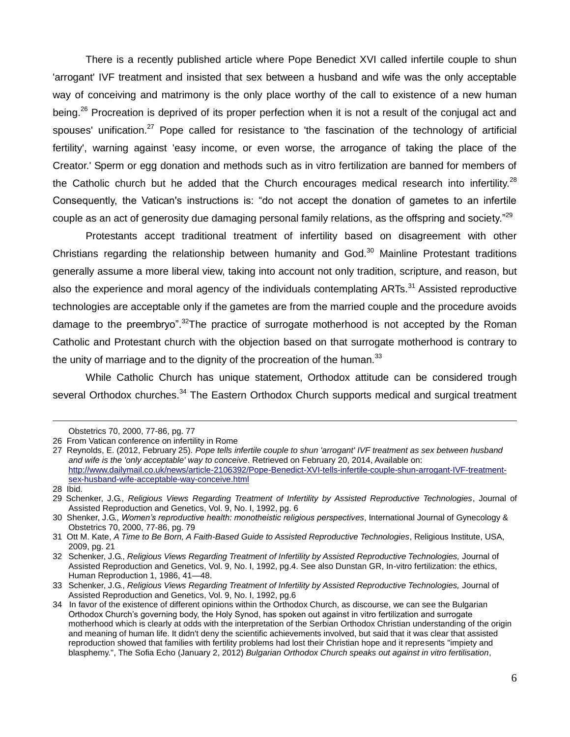There is a recently published article where Pope Benedict XVI called infertile couple to shun 'arrogant' IVF treatment and insisted that sex between a husband and wife was the only acceptable way of conceiving and matrimony is the only place worthy of the call to existence of a new human being.[26] Procreation is deprived of its proper perfection when it is not a result of the conjugal act and spouses' unification.[27] Pope called for resistance to 'the fascination of the technology of artificial fertility', warning against 'easy income, or even worse, the arrogance of taking the place of the Creator.' Sperm or egg donation and methods such as in vitro fertilization are banned for members of the Catholic church but he added that the Church encourages medical research into infertility.[28] Consequently, the Vatican's instructions is: "do not accept the donation of gametes to an infertile couple as an act of generosity due damaging personal family relations, as the offspring and society."[29]

Protestants accept traditional treatment of infertility based on disagreement with other Christians regarding the relationship between humanity and God.[30] Mainline Protestant traditions generally assume a more liberal view, taking into account not only tradition, scripture, and reason, but also the experience and moral agency of the individuals contemplating ARTs.[31] Assisted reproductive technologies are acceptable only if the gametes are from the married couple and the procedure avoids damage to the preembryo".[32]The practice of surrogate motherhood is not accepted by the Roman Catholic and Protestant church with the objection based on that surrogate motherhood is contrary to the unity of marriage and to the dignity of the procreation of the human.[33]

While Catholic Church has unique statement, Orthodox attitude can be considered trough several Orthodox churches.[34] The Eastern Orthodox Church supports medical and surgical treatment

---

Obstetrics 70, 2000, 77-86, pg. 77

26 From Vatican conference on infertility in Rome

27 Reynolds, E. (2012, February 25). *Pope tells infertile couple to shun 'arrogant' IVF treatment as sex between husband and wife is the 'only acceptable' way to conceive*. Retrieved on February 20, 2014, Available on: http://www.dailymail.co.uk/news/article-2106392/Pope-Benedict-XVI-tells-infertile-couple-shun-arrogant-IVF-treatment-sex-husband-wife-acceptable-way-conceive.html

28 Ibid.

29 Schenker, J.G., *Religious Views Regarding Treatment of Infertility by Assisted Reproductive Technologies*, Journal of Assisted Reproduction and Genetics, Vol. 9, No. I, 1992, pg. 6

30 Shenker, J.G., *Women's reproductive health: monotheistic religious perspectives*, International Journal of Gynecology & Obstetrics 70, 2000, 77-86, pg. 79

31 Ott M. Kate, *A Time to Be Born, A Faith-Based Guide to Assisted Reproductive Technologies*, Religious Institute, USA, 2009, pg. 21

32 Schenker, J.G., *Religious Views Regarding Treatment of Infertility by Assisted Reproductive Technologies,* Journal of Assisted Reproduction and Genetics, Vol. 9, No. I, 1992, pg.4. See also Dunstan GR, In-vitro fertilization: the ethics, Human Reproduction 1, 1986, 41—48.

33 Schenker, J.G., *Religious Views Regarding Treatment of Infertility by Assisted Reproductive Technologies,* Journal of Assisted Reproduction and Genetics, Vol. 9, No. I, 1992, pg.6

34 In favor of the existence of different opinions within the Orthodox Church, as discourse, we can see the Bulgarian Orthodox Church's governing body, the Holy Synod, has spoken out against in vitro fertilization and surrogate motherhood which is clearly at odds with the interpretation of the Serbian Orthodox Christian understanding of the origin and meaning of human life. It didn't deny the scientific achievements involved, but said that it was clear that assisted reproduction showed that families with fertility problems had lost their Christian hope and it represents "impiety and blasphemy.", The Sofia Echo (January 2, 2012) *Bulgarian Orthodox Church speaks out against in vitro fertilisation*,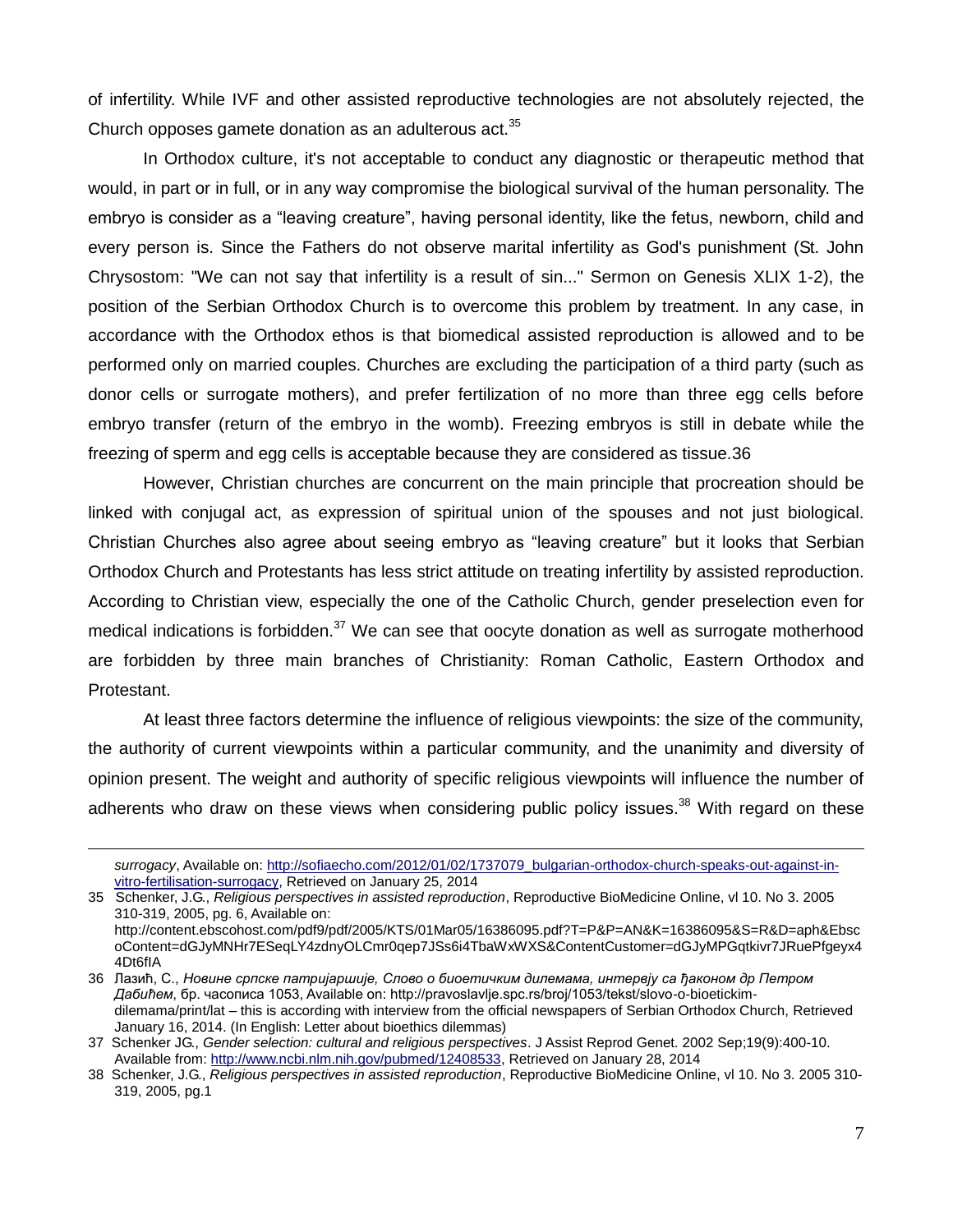of infertility. While IVF and other assisted reproductive technologies are not absolutely rejected, the Church opposes gamete donation as an adulterous act.[35]

In Orthodox culture, it's not acceptable to conduct any diagnostic or therapeutic method that would, in part or in full, or in any way compromise the biological survival of the human personality. The embryo is consider as a "leaving creature", having personal identity, like the fetus, newborn, child and every person is. Since the Fathers do not observe marital infertility as God's punishment (St. John Chrysostom: "We can not say that infertility is a result of sin..." Sermon on Genesis XLIX 1-2), the position of the Serbian Orthodox Church is to overcome this problem by treatment. In any case, in accordance with the Orthodox ethos is that biomedical assisted reproduction is allowed and to be performed only on married couples. Churches are excluding the participation of a third party (such as donor cells or surrogate mothers), and prefer fertilization of no more than three egg cells before embryo transfer (return of the embryo in the womb). Freezing embryos is still in debate while the freezing of sperm and egg cells is acceptable because they are considered as tissue.36

However, Christian churches are concurrent on the main principle that procreation should be linked with conjugal act, as expression of spiritual union of the spouses and not just biological. Christian Churches also agree about seeing embryo as "leaving creature" but it looks that Serbian Orthodox Church and Protestants has less strict attitude on treating infertility by assisted reproduction. According to Christian view, especially the one of the Catholic Church, gender preselection even for medical indications is forbidden.[37] We can see that oocyte donation as well as surrogate motherhood are forbidden by three main branches of Christianity: Roman Catholic, Eastern Orthodox and Protestant.

At least three factors determine the influence of religious viewpoints: the size of the community, the authority of current viewpoints within a particular community, and the unanimity and diversity of opinion present. The weight and authority of specific religious viewpoints will influence the number of adherents who draw on these views when considering public policy issues.[38] With regard on these

---

*surrogacy*, Available on: http://sofiaecho.com/2012/01/02/1737079_bulgarian-orthodox-church-speaks-out-against-in-vitro-fertilisation-surrogacy, Retrieved on January 25, 2014

35 Schenker, J.G., *Religious perspectives in assisted reproduction*, Reproductive BioMedicine Online, vl 10. No 3. 2005 310-319, 2005, pg. 6, Available on: http://content.ebscohost.com/pdf9/pdf/2005/KTS/01Mar05/16386095.pdf?T=P&P=AN&K=16386095&S=R&D=aph&EbscoContent=dGJyMNHr7ESeqLY4zdnyOLCmr0qep7JSs6i4TbaWxWXS&ContentCustomer=dGJyMPGqtkivr7JRuePfgeyx44Dt6fIA

36 Лазић, С., *Новине српске патријаршије, Слово о биоетичким дилемама, интервју са ђаконом др Петром Дабићем*, бр. часописа 1053, Available on: http://pravoslavlje.spc.rs/broj/1053/tekst/slovo-o-bioetickim-dilemama/print/lat – this is according with interview from the official newspapers of Serbian Orthodox Church, Retrieved January 16, 2014. (In English: Letter about bioethics dilemmas)

37 Schenker JG., *Gender selection: cultural and religious perspectives*. J Assist Reprod Genet. 2002 Sep;19(9):400-10. Available from: http://www.ncbi.nlm.nih.gov/pubmed/12408533, Retrieved on January 28, 2014

38 Schenker, J.G., *Religious perspectives in assisted reproduction*, Reproductive BioMedicine Online, vl 10. No 3. 2005 310-319, 2005, pg.1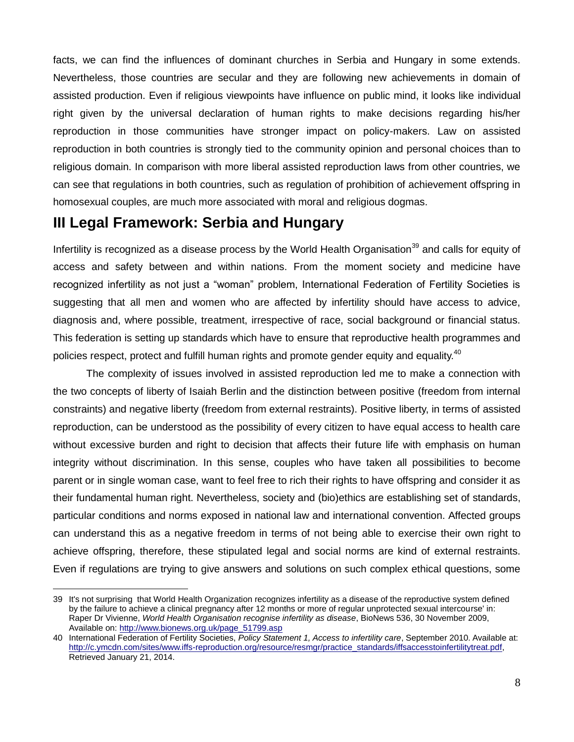facts, we can find the influences of dominant churches in Serbia and Hungary in some extends. Nevertheless, those countries are secular and they are following new achievements in domain of assisted production. Even if religious viewpoints have influence on public mind, it looks like individual right given by the universal declaration of human rights to make decisions regarding his/her reproduction in those communities have stronger impact on policy-makers. Law on assisted reproduction in both countries is strongly tied to the community opinion and personal choices than to religious domain. In comparison with more liberal assisted reproduction laws from other countries, we can see that regulations in both countries, such as regulation of prohibition of achievement offspring in homosexual couples, are much more associated with moral and religious dogmas.

## III Legal Framework: Serbia and Hungary

Infertility is recognized as a disease process by the World Health Organisation[39] and calls for equity of access and safety between and within nations. From the moment society and medicine have recognized infertility as not just a "woman" problem, International Federation of Fertility Societies is suggesting that all men and women who are affected by infertility should have access to advice, diagnosis and, where possible, treatment, irrespective of race, social background or financial status. This federation is setting up standards which have to ensure that reproductive health programmes and policies respect, protect and fulfill human rights and promote gender equity and equality.[40]

The complexity of issues involved in assisted reproduction led me to make a connection with the two concepts of liberty of Isaiah Berlin and the distinction between positive (freedom from internal constraints) and negative liberty (freedom from external restraints). Positive liberty, in terms of assisted reproduction, can be understood as the possibility of every citizen to have equal access to health care without excessive burden and right to decision that affects their future life with emphasis on human integrity without discrimination. In this sense, couples who have taken all possibilities to become parent or in single woman case, want to feel free to rich their rights to have offspring and consider it as their fundamental human right. Nevertheless, society and (bio)ethics are establishing set of standards, particular conditions and norms exposed in national law and international convention. Affected groups can understand this as a negative freedom in terms of not being able to exercise their own right to achieve offspring, therefore, these stipulated legal and social norms are kind of external restraints. Even if regulations are trying to give answers and solutions on such complex ethical questions, some

---

39 It's not surprising that World Health Organization recognizes infertility as a disease of the reproductive system defined by the failure to achieve a clinical pregnancy after 12 months or more of regular unprotected sexual intercourse' in: Raper Dr Vivienne, *World Health Organisation recognise infertility as disease*, BioNews 536, 30 November 2009, Available on: http://www.bionews.org.uk/page_51799.asp

40 International Federation of Fertility Societies, *Policy Statement 1, Access to infertility care*, September 2010. Available at: http://c.ymcdn.com/sites/www.iffs-reproduction.org/resource/resmgr/practice_standards/iffsaccesstoinfertilitytreat.pdf, Retrieved January 21, 2014.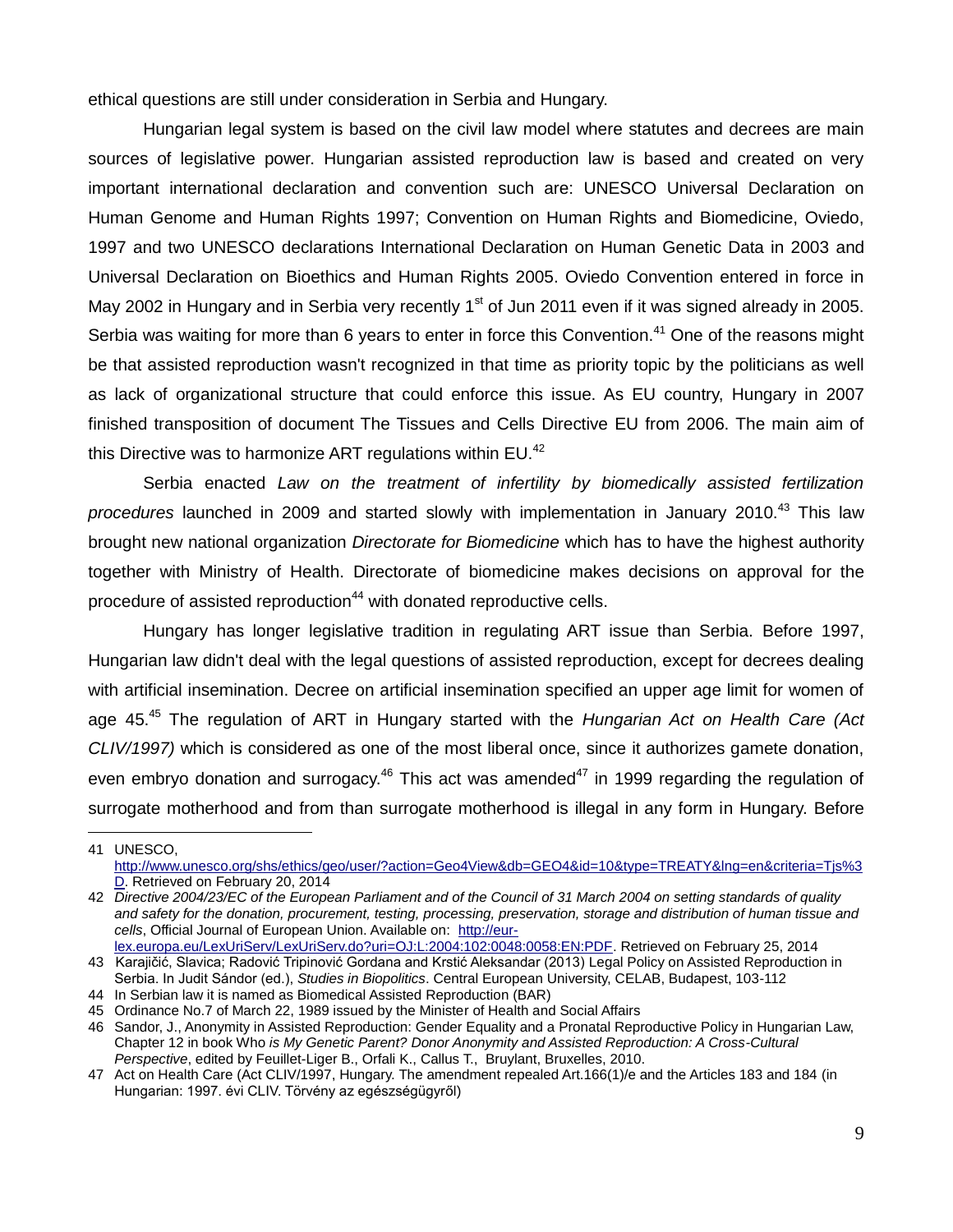ethical questions are still under consideration in Serbia and Hungary.

Hungarian legal system is based on the civil law model where statutes and decrees are main sources of legislative power. Hungarian assisted reproduction law is based and created on very important international declaration and convention such are: UNESCO Universal Declaration on Human Genome and Human Rights 1997; Convention on Human Rights and Biomedicine, Oviedo, 1997 and two UNESCO declarations International Declaration on Human Genetic Data in 2003 and Universal Declaration on Bioethics and Human Rights 2005. Oviedo Convention entered in force in May 2002 in Hungary and in Serbia very recently 1st of Jun 2011 even if it was signed already in 2005. Serbia was waiting for more than 6 years to enter in force this Convention.[41] One of the reasons might be that assisted reproduction wasn't recognized in that time as priority topic by the politicians as well as lack of organizational structure that could enforce this issue. As EU country, Hungary in 2007 finished transposition of document The Tissues and Cells Directive EU from 2006. The main aim of this Directive was to harmonize ART regulations within EU.[42]

Serbia enacted *Law on the treatment of infertility by biomedically assisted fertilization procedures* launched in 2009 and started slowly with implementation in January 2010.[43] This law brought new national organization *Directorate for Biomedicine* which has to have the highest authority together with Ministry of Health. Directorate of biomedicine makes decisions on approval for the procedure of assisted reproduction[44] with donated reproductive cells.

Hungary has longer legislative tradition in regulating ART issue than Serbia. Before 1997, Hungarian law didn't deal with the legal questions of assisted reproduction, except for decrees dealing with artificial insemination. Decree on artificial insemination specified an upper age limit for women of age 45.[45] The regulation of ART in Hungary started with the *Hungarian Act on Health Care (Act CLIV/1997)* which is considered as one of the most liberal once, since it authorizes gamete donation, even embryo donation and surrogacy.[46] This act was amended[47] in 1999 regarding the regulation of surrogate motherhood and from than surrogate motherhood is illegal in any form in Hungary. Before

---

41 UNESCO, http://www.unesco.org/shs/ethics/geo/user/?action=Geo4View&db=GEO4&id=10&type=TREATY&lng=en&criteria=Tjs%3D. Retrieved on February 20, 2014

42 *Directive 2004/23/EC of the European Parliament and of the Council of 31 March 2004 on setting standards of quality and safety for the donation, procurement, testing, processing, preservation, storage and distribution of human tissue and cells*, Official Journal of European Union. Available on: http://eur-lex.europa.eu/LexUriServ/LexUriServ.do?uri=OJ:L:2004:102:0048:0058:EN:PDF. Retrieved on February 25, 2014

43 Karajičić, Slavica; Radović Tripinović Gordana and Krstić Aleksandar (2013) Legal Policy on Assisted Reproduction in Serbia. In Judit Sándor (ed.), *Studies in Biopolitics*. Central European University, CELAB, Budapest, 103-112

44 In Serbian law it is named as Biomedical Assisted Reproduction (BAR)

45 Ordinance No.7 of March 22, 1989 issued by the Minister of Health and Social Affairs

46 Sandor, J., Anonymity in Assisted Reproduction: Gender Equality and a Pronatal Reproductive Policy in Hungarian Law, Chapter 12 in book Who *is My Genetic Parent? Donor Anonymity and Assisted Reproduction: A Cross-Cultural Perspective*, edited by Feuillet-Liger B., Orfali K., Callus T., Bruylant, Bruxelles, 2010.

47 Act on Health Care (Act CLIV/1997, Hungary. The amendment repealed Art.166(1)/e and the Articles 183 and 184 (in Hungarian: 1997. évi CLIV. Törvény az egészségügyről)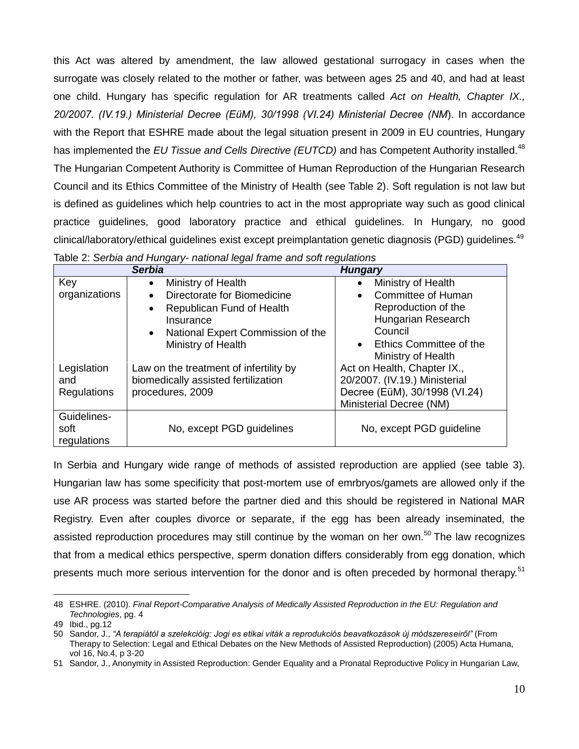this Act was altered by amendment, the law allowed gestational surrogacy in cases when the surrogate was closely related to the mother or father, was between ages 25 and 40, and had at least one child. Hungary has specific regulation for AR treatments called *Act on Health, Chapter IX., 20/2007. (IV.19.) Ministerial Decree (EüM), 30/1998 (VI.24) Ministerial Decree (NM*). In accordance with the Report that ESHRE made about the legal situation present in 2009 in EU countries, Hungary has implemented the *EU Tissue and Cells Directive (EUTCD)* and has Competent Authority installed.[48] The Hungarian Competent Authority is Committee of Human Reproduction of the Hungarian Research Council and its Ethics Committee of the Ministry of Health (see Table 2). Soft regulation is not law but is defined as guidelines which help countries to act in the most appropriate way such as good clinical practice guidelines, good laboratory practice and ethical guidelines. In Hungary, no good clinical/laboratory/ethical guidelines exist except preimplantation genetic diagnosis (PGD) guidelines.[49]

Table 2: *Serbia and Hungary- national legal frame and soft regulations*

| | *Serbia* | *Hungary* |
|---|---|---|
| Key organizations | • Ministry of Health<br>• Directorate for Biomedicine<br>• Republican Fund of Health Insurance<br>• National Expert Commission of the Ministry of Health | • Ministry of Health<br>• Committee of Human Reproduction of the Hungarian Research Council<br>• Ethics Committee of the Ministry of Health |
| Legislation and Regulations | Law on the treatment of infertility by biomedically assisted fertilization procedures, 2009 | Act on Health, Chapter IX., 20/2007. (IV.19.) Ministerial Decree (EüM), 30/1998 (VI.24) Ministerial Decree (NM) |
| Guidelines-soft regulations | No, except PGD guidelines | No, except PGD guideline |

In Serbia and Hungary wide range of methods of assisted reproduction are applied (see table 3). Hungarian law has some specificity that post-mortem use of emrbryos/gamets are allowed only if the use AR process was started before the partner died and this should be registered in National MAR Registry. Even after couples divorce or separate, if the egg has been already inseminated, the assisted reproduction procedures may still continue by the woman on her own.[50] The law recognizes that from a medical ethics perspective, sperm donation differs considerably from egg donation, which presents much more serious intervention for the donor and is often preceded by hormonal therapy.[51]

---

48 ESHRE. (2010). *Final Report-Comparative Analysis of Medically Assisted Reproduction in the EU: Regulation and Technologies*, pg. 4

49 Ibid., pg.12

50 Sandor, J., *"A terapiától a szelekcióig: Jogi es etikai viták a reprodukciós beavatkozások új módszereseiről"* (From Therapy to Selection: Legal and Ethical Debates on the New Methods of Assisted Reproduction) (2005) Acta Humana, vol 16, No.4, p 3-20

51 Sandor, J., Anonymity in Assisted Reproduction: Gender Equality and a Pronatal Reproductive Policy in Hungarian Law,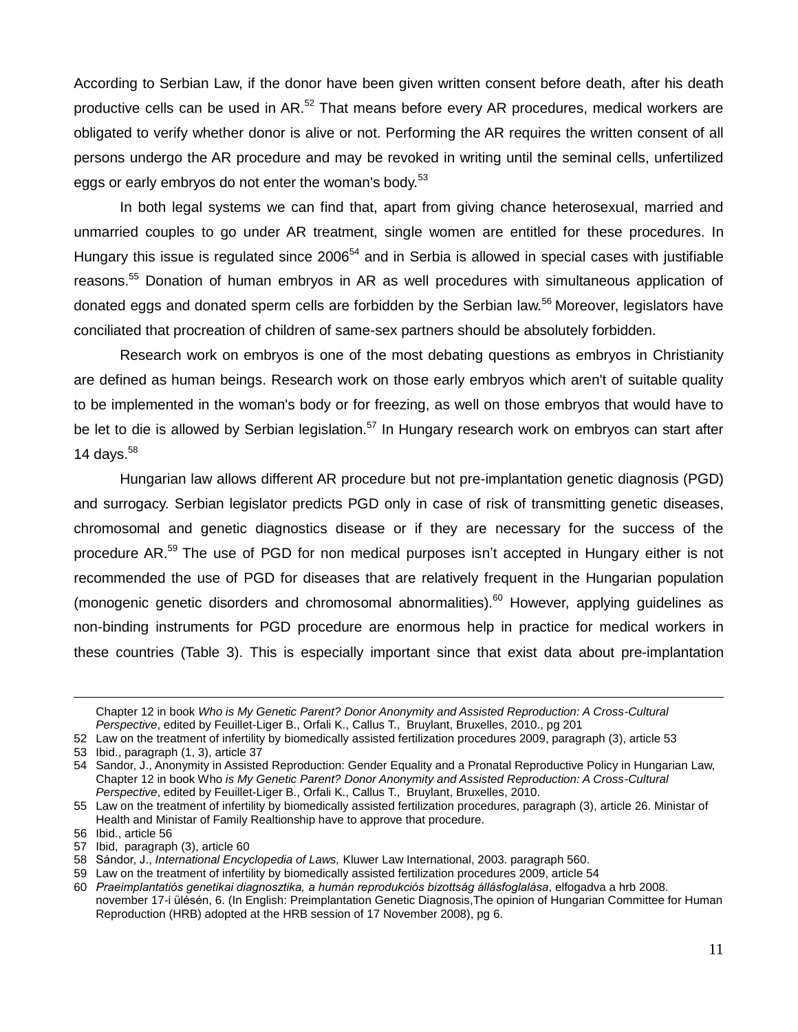According to Serbian Law, if the donor have been given written consent before death, after his death productive cells can be used in AR.[52] That means before every AR procedures, medical workers are obligated to verify whether donor is alive or not. Performing the AR requires the written consent of all persons undergo the AR procedure and may be revoked in writing until the seminal cells, unfertilized eggs or early embryos do not enter the woman's body.[53]

In both legal systems we can find that, apart from giving chance heterosexual, married and unmarried couples to go under AR treatment, single women are entitled for these procedures. In Hungary this issue is regulated since 2006[54] and in Serbia is allowed in special cases with justifiable reasons.[55] Donation of human embryos in AR as well procedures with simultaneous application of donated eggs and donated sperm cells are forbidden by the Serbian law.[56] Moreover, legislators have conciliated that procreation of children of same-sex partners should be absolutely forbidden.

Research work on embryos is one of the most debating questions as embryos in Christianity are defined as human beings. Research work on those early embryos which aren't of suitable quality to be implemented in the woman's body or for freezing, as well on those embryos that would have to be let to die is allowed by Serbian legislation.[57] In Hungary research work on embryos can start after 14 days.[58]

Hungarian law allows different AR procedure but not pre-implantation genetic diagnosis (PGD) and surrogacy. Serbian legislator predicts PGD only in case of risk of transmitting genetic diseases, chromosomal and genetic diagnostics disease or if they are necessary for the success of the procedure AR.[59] The use of PGD for non medical purposes isn't accepted in Hungary either is not recommended the use of PGD for diseases that are relatively frequent in the Hungarian population (monogenic genetic disorders and chromosomal abnormalities).[60] However, applying guidelines as non-binding instruments for PGD procedure are enormous help in practice for medical workers in these countries (Table 3). This is especially important since that exist data about pre-implantation

---

Chapter 12 in book *Who is My Genetic Parent? Donor Anonymity and Assisted Reproduction: A Cross-Cultural Perspective*, edited by Feuillet-Liger B., Orfali K., Callus T., Bruylant, Bruxelles, 2010., pg 201

52 Law on the treatment of infertility by biomedically assisted fertilization procedures 2009, paragraph (3), article 53

53 Ibid., paragraph (1, 3), article 37

54 Sandor, J., Anonymity in Assisted Reproduction: Gender Equality and a Pronatal Reproductive Policy in Hungarian Law, Chapter 12 in book Who *is My Genetic Parent? Donor Anonymity and Assisted Reproduction: A Cross-Cultural Perspective*, edited by Feuillet-Liger B., Orfali K., Callus T., Bruylant, Bruxelles, 2010.

55 Law on the treatment of infertility by biomedically assisted fertilization procedures, paragraph (3), article 26. Ministar of Health and Ministar of Family Realtionship have to approve that procedure.

56 Ibid., article 56

57 Ibid, paragraph (3), article 60

58 Sándor, J., *International Encyclopedia of Laws,* Kluwer Law International, 2003. paragraph 560.

59 Law on the treatment of infertility by biomedically assisted fertilization procedures 2009, article 54

60 *Praeimplantatiós genetikai diagnosztika, a humán reprodukciós bizottság állásfoglalása*, elfogadva a hrb 2008. november 17-i ülésén, 6. (In English: Preimplantation Genetic Diagnosis,The opinion of Hungarian Committee for Human Reproduction (HRB) adopted at the HRB session of 17 November 2008), pg 6.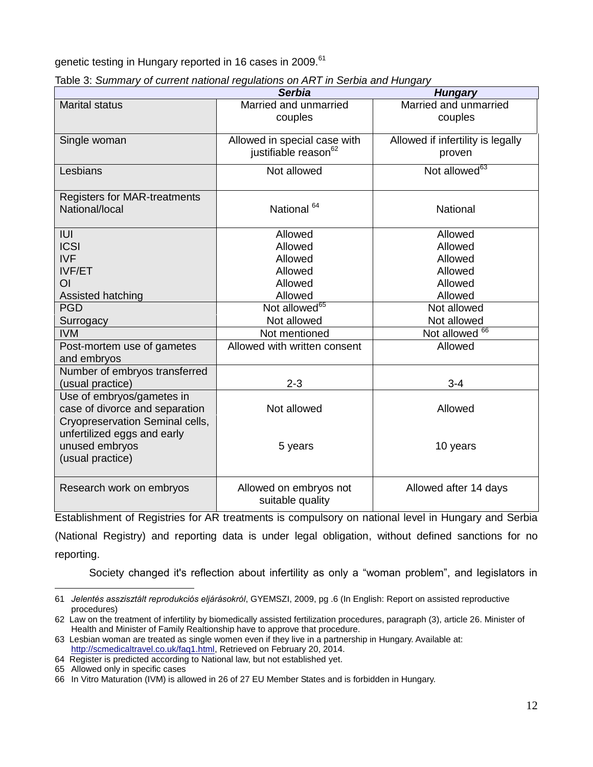genetic testing in Hungary reported in 16 cases in 2009.[61]

Table 3: *Summary of current national regulations on ART in Serbia and Hungary*

| | ***Serbia*** | ***Hungary*** |
|---|---|---|
| Marital status | Married and unmarried couples | Married and unmarried couples |
| Single woman | Allowed in special case with justifiable reason[62] | Allowed if infertility is legally proven |
| Lesbians | Not allowed | Not allowed[63] |
| Registers for MAR-treatments National/local | National [64] | National |
| IUI | Allowed | Allowed |
| ICSI | Allowed | Allowed |
| IVF | Allowed | Allowed |
| IVF/ET | Allowed | Allowed |
| OI | Allowed | Allowed |
| Assisted hatching | Allowed | Allowed |
| PGD | Not allowed[65] | Not allowed |
| Surrogacy | Not allowed | Not allowed |
| IVM | Not mentioned | Not allowed [66] |
| Post-mortem use of gametes and embryos | Allowed with written consent | Allowed |
| Number of embryos transferred (usual practice) | 2-3 | 3-4 |
| Use of embryos/gametes in case of divorce and separation | Not allowed | Allowed |
| Cryopreservation Seminal cells, unfertilized eggs and early unused embryos (usual practice) | 5 years | 10 years |
| Research work on embryos | Allowed on embryos not suitable quality | Allowed after 14 days |

Establishment of Registries for AR treatments is compulsory on national level in Hungary and Serbia (National Registry) and reporting data is under legal obligation, without defined sanctions for no reporting.

Society changed it's reflection about infertility as only a “woman problem”, and legislators in

---

61 *Jelentés asszisztált reprodukciós eljárásokról*, GYEMSZI, 2009, pg .6 (In English: Report on assisted reproductive procedures)

62 Law on the treatment of infertility by biomedically assisted fertilization procedures, paragraph (3), article 26. Minister of Health and Minister of Family Realtionship have to approve that procedure.

63 Lesbian woman are treated as single women even if they live in a partnership in Hungary. Available at: http://scmedicaltravel.co.uk/faq1.html, Retrieved on February 20, 2014.

64 Register is predicted according to National law, but not established yet.

65 Allowed only in specific cases

66 In Vitro Maturation (IVM) is allowed in 26 of 27 EU Member States and is forbidden in Hungary.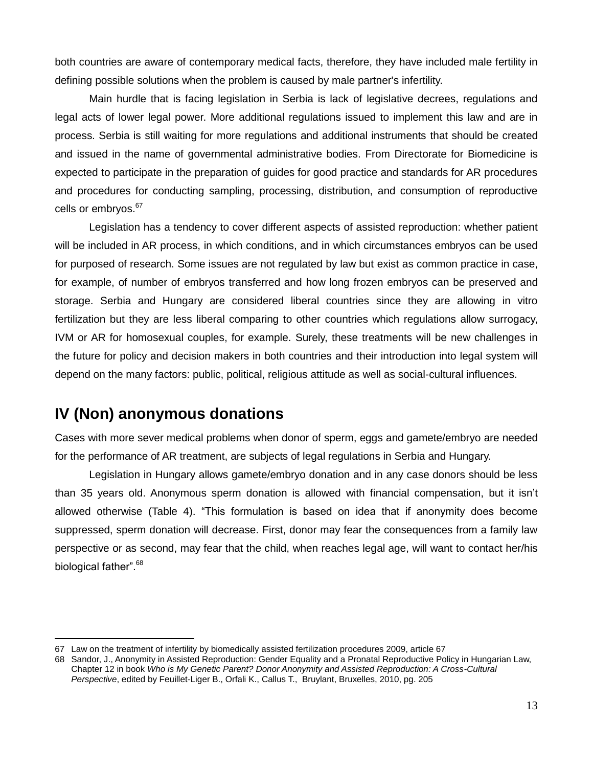both countries are aware of contemporary medical facts, therefore, they have included male fertility in defining possible solutions when the problem is caused by male partner's infertility.

Main hurdle that is facing legislation in Serbia is lack of legislative decrees, regulations and legal acts of lower legal power. More additional regulations issued to implement this law and are in process. Serbia is still waiting for more regulations and additional instruments that should be created and issued in the name of governmental administrative bodies. From Directorate for Biomedicine is expected to participate in the preparation of guides for good practice and standards for AR procedures and procedures for conducting sampling, processing, distribution, and consumption of reproductive cells or embryos.[67]

Legislation has a tendency to cover different aspects of assisted reproduction: whether patient will be included in AR process, in which conditions, and in which circumstances embryos can be used for purposed of research. Some issues are not regulated by law but exist as common practice in case, for example, of number of embryos transferred and how long frozen embryos can be preserved and storage. Serbia and Hungary are considered liberal countries since they are allowing in vitro fertilization but they are less liberal comparing to other countries which regulations allow surrogacy, IVM or AR for homosexual couples, for example. Surely, these treatments will be new challenges in the future for policy and decision makers in both countries and their introduction into legal system will depend on the many factors: public, political, religious attitude as well as social-cultural influences.

## IV (Non) anonymous donations

Cases with more sever medical problems when donor of sperm, eggs and gamete/embryo are needed for the performance of AR treatment, are subjects of legal regulations in Serbia and Hungary.

Legislation in Hungary allows gamete/embryo donation and in any case donors should be less than 35 years old. Anonymous sperm donation is allowed with financial compensation, but it isn't allowed otherwise (Table 4). "This formulation is based on idea that if anonymity does become suppressed, sperm donation will decrease. First, donor may fear the consequences from a family law perspective or as second, may fear that the child, when reaches legal age, will want to contact her/his biological father".[68]

---

67 Law on the treatment of infertility by biomedically assisted fertilization procedures 2009, article 67

68 Sandor, J., Anonymity in Assisted Reproduction: Gender Equality and a Pronatal Reproductive Policy in Hungarian Law, Chapter 12 in book *Who is My Genetic Parent? Donor Anonymity and Assisted Reproduction: A Cross-Cultural Perspective*, edited by Feuillet-Liger B., Orfali K., Callus T., Bruylant, Bruxelles, 2010, pg. 205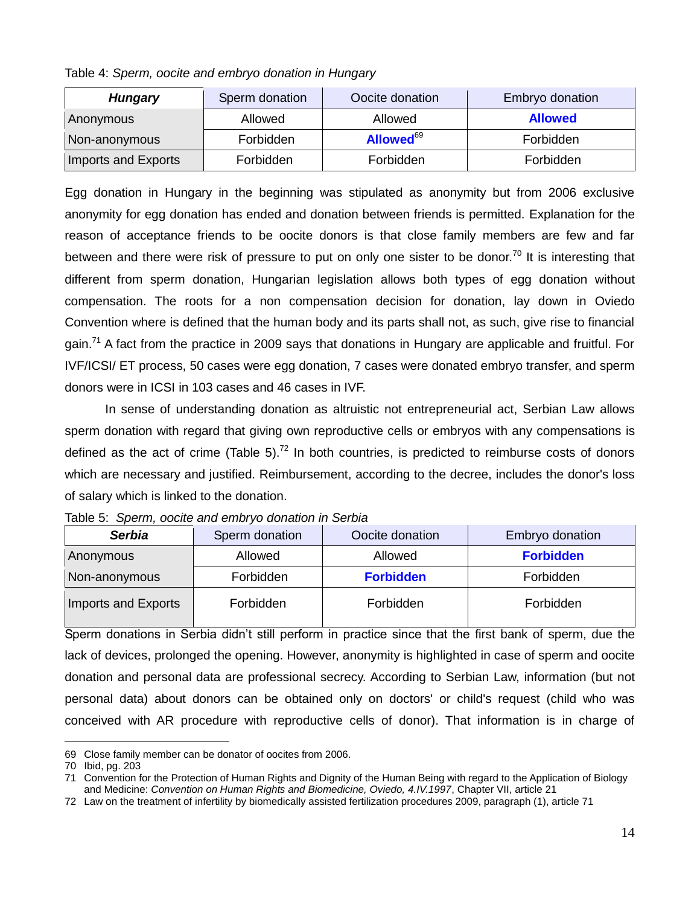Table 4: *Sperm, oocite and embryo donation in Hungary*

| ***Hungary*** | Sperm donation | Oocite donation | Embryo donation |
|---|---|---|---|
| Anonymous | Allowed | Allowed | **Allowed** |
| Non-anonymous | Forbidden | **Allowed**[69] | Forbidden |
| Imports and Exports | Forbidden | Forbidden | Forbidden |

Egg donation in Hungary in the beginning was stipulated as anonymity but from 2006 exclusive anonymity for egg donation has ended and donation between friends is permitted. Explanation for the reason of acceptance friends to be oocite donors is that close family members are few and far between and there were risk of pressure to put on only one sister to be donor.[70] It is interesting that different from sperm donation, Hungarian legislation allows both types of egg donation without compensation. The roots for a non compensation decision for donation, lay down in Oviedo Convention where is defined that the human body and its parts shall not, as such, give rise to financial gain.[71] A fact from the practice in 2009 says that donations in Hungary are applicable and fruitful. For IVF/ICSI/ ET process, 50 cases were egg donation, 7 cases were donated embryo transfer, and sperm donors were in ICSI in 103 cases and 46 cases in IVF.

In sense of understanding donation as altruistic not entrepreneurial act, Serbian Law allows sperm donation with regard that giving own reproductive cells or embryos with any compensations is defined as the act of crime (Table 5).[72] In both countries, is predicted to reimburse costs of donors which are necessary and justified. Reimbursement, according to the decree, includes the donor's loss of salary which is linked to the donation.

Table 5: *Sperm, oocite and embryo donation in Serbia*

| ***Serbia*** | Sperm donation | Oocite donation | Embryo donation |
|---|---|---|---|
| Anonymous | Allowed | Allowed | **Forbidden** |
| Non-anonymous | Forbidden | **Forbidden** | Forbidden |
| Imports and Exports | Forbidden | Forbidden | Forbidden |

Sperm donations in Serbia didn't still perform in practice since that the first bank of sperm, due the lack of devices, prolonged the opening. However, anonymity is highlighted in case of sperm and oocite donation and personal data are professional secrecy. According to Serbian Law, information (but not personal data) about donors can be obtained only on doctors' or child's request (child who was conceived with AR procedure with reproductive cells of donor). That information is in charge of

---

69 Close family member can be donator of oocites from 2006.

70 Ibid, pg. 203

71 Convention for the Protection of Human Rights and Dignity of the Human Being with regard to the Application of Biology and Medicine: *Convention on Human Rights and Biomedicine, Oviedo, 4.IV.1997*, Chapter VII, article 21

72 Law on the treatment of infertility by biomedically assisted fertilization procedures 2009, paragraph (1), article 71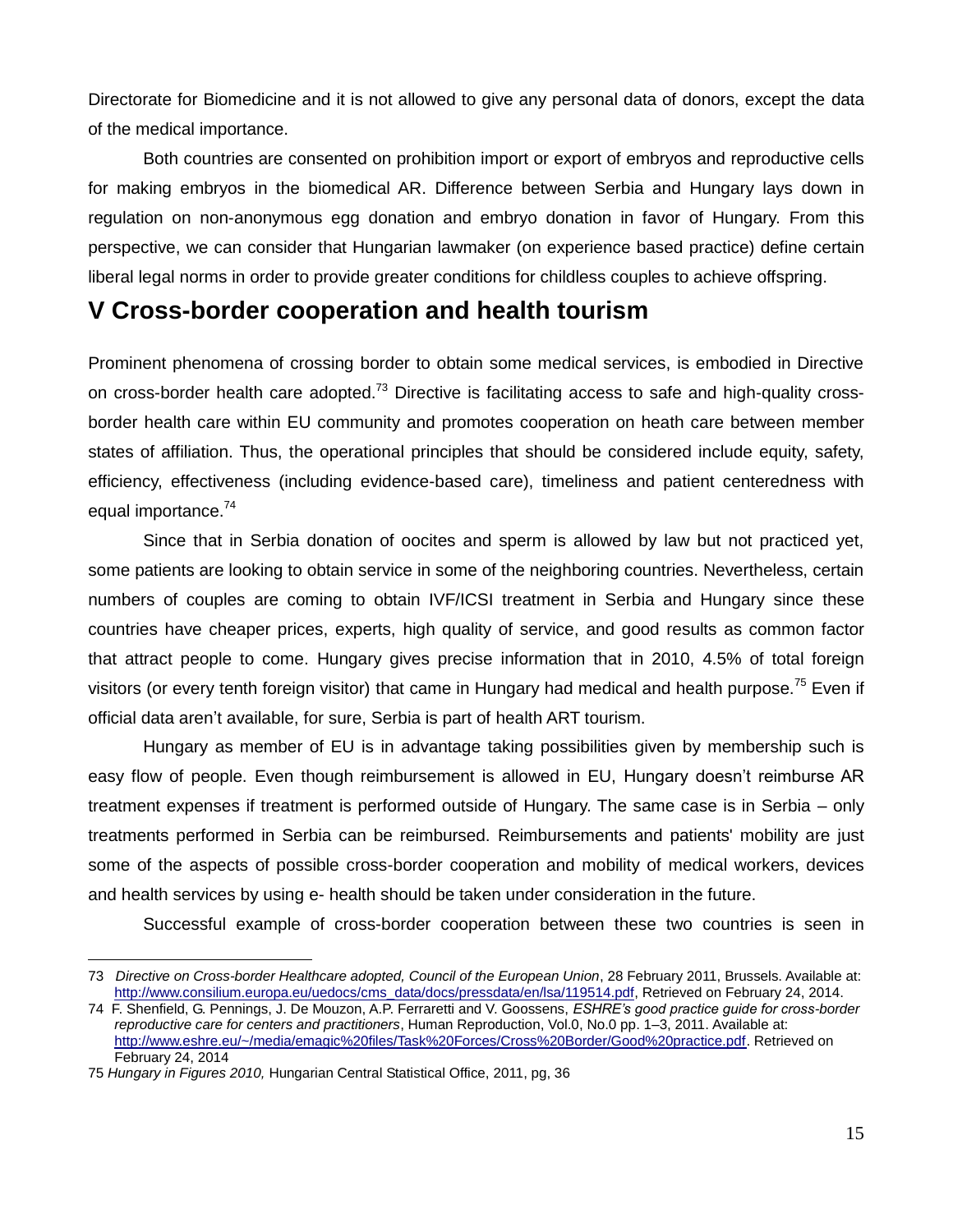Directorate for Biomedicine and it is not allowed to give any personal data of donors, except the data of the medical importance.

Both countries are consented on prohibition import or export of embryos and reproductive cells for making embryos in the biomedical AR. Difference between Serbia and Hungary lays down in regulation on non-anonymous egg donation and embryo donation in favor of Hungary. From this perspective, we can consider that Hungarian lawmaker (on experience based practice) define certain liberal legal norms in order to provide greater conditions for childless couples to achieve offspring.

## V Cross-border cooperation and health tourism

Prominent phenomena of crossing border to obtain some medical services, is embodied in Directive on cross-border health care adopted.[73] Directive is facilitating access to safe and high-quality cross-border health care within EU community and promotes cooperation on heath care between member states of affiliation. Thus, the operational principles that should be considered include equity, safety, efficiency, effectiveness (including evidence-based care), timeliness and patient centeredness with equal importance.[74]

Since that in Serbia donation of oocites and sperm is allowed by law but not practiced yet, some patients are looking to obtain service in some of the neighboring countries. Nevertheless, certain numbers of couples are coming to obtain IVF/ICSI treatment in Serbia and Hungary since these countries have cheaper prices, experts, high quality of service, and good results as common factor that attract people to come. Hungary gives precise information that in 2010, 4.5% of total foreign visitors (or every tenth foreign visitor) that came in Hungary had medical and health purpose.[75] Even if official data aren't available, for sure, Serbia is part of health ART tourism.

Hungary as member of EU is in advantage taking possibilities given by membership such is easy flow of people. Even though reimbursement is allowed in EU, Hungary doesn't reimburse AR treatment expenses if treatment is performed outside of Hungary. The same case is in Serbia – only treatments performed in Serbia can be reimbursed. Reimbursements and patients' mobility are just some of the aspects of possible cross-border cooperation and mobility of medical workers, devices and health services by using e- health should be taken under consideration in the future.

Successful example of cross-border cooperation between these two countries is seen in

---

73 *Directive on Cross-border Healthcare adopted, Council of the European Union*, 28 February 2011, Brussels. Available at: http://www.consilium.europa.eu/uedocs/cms_data/docs/pressdata/en/lsa/119514.pdf, Retrieved on February 24, 2014.

74 F. Shenfield, G. Pennings, J. De Mouzon, A.P. Ferraretti and V. Goossens, *ESHRE's good practice guide for cross-border reproductive care for centers and practitioners*, Human Reproduction, Vol.0, No.0 pp. 1–3, 2011. Available at: http://www.eshre.eu/~/media/emagic%20files/Task%20Forces/Cross%20Border/Good%20practice.pdf. Retrieved on February 24, 2014

75 *Hungary in Figures 2010,* Hungarian Central Statistical Office, 2011, pg, 36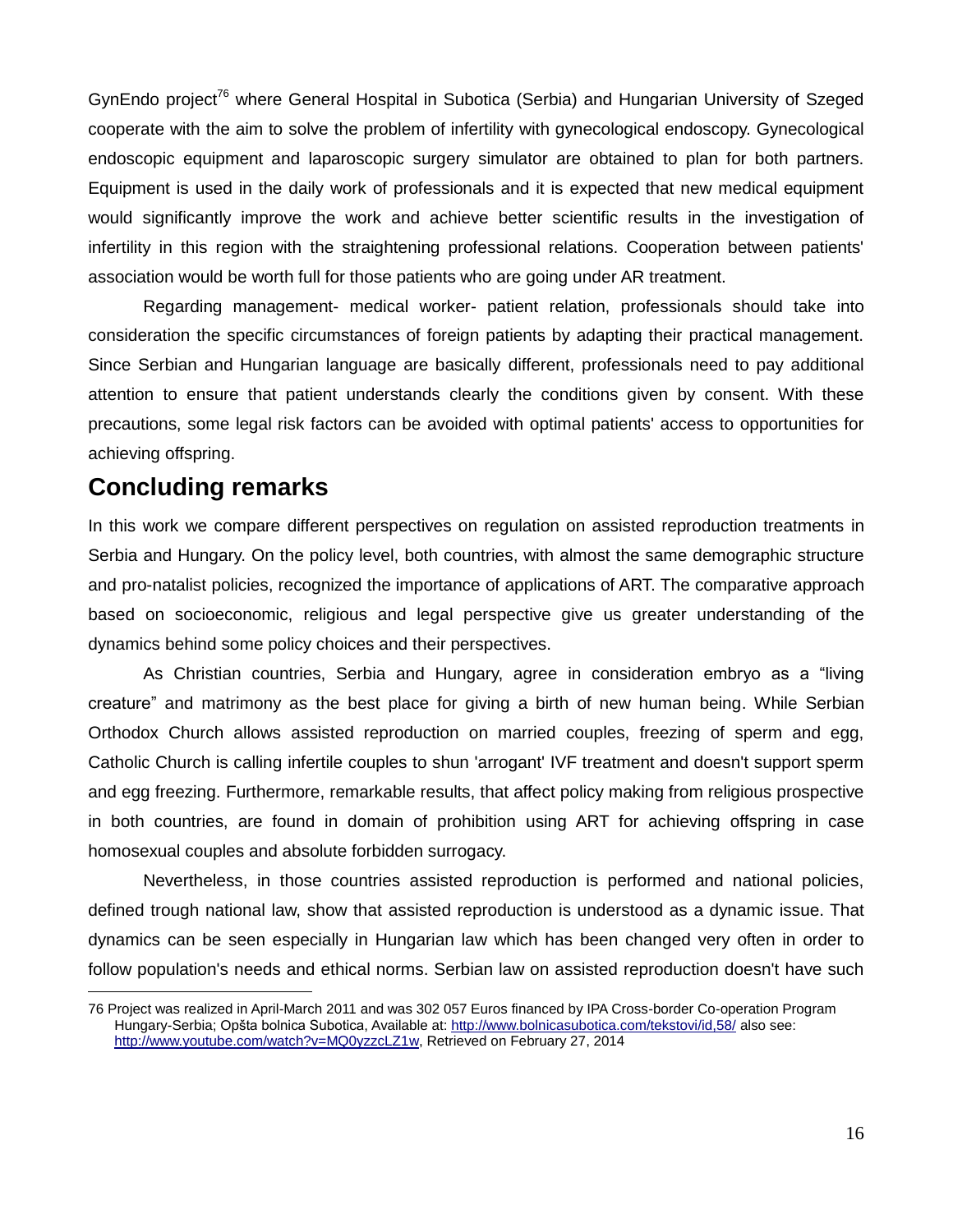GynEndo project[76] where General Hospital in Subotica (Serbia) and Hungarian University of Szeged cooperate with the aim to solve the problem of infertility with gynecological endoscopy. Gynecological endoscopic equipment and laparoscopic surgery simulator are obtained to plan for both partners. Equipment is used in the daily work of professionals and it is expected that new medical equipment would significantly improve the work and achieve better scientific results in the investigation of infertility in this region with the straightening professional relations. Cooperation between patients' association would be worth full for those patients who are going under AR treatment.

Regarding management- medical worker- patient relation, professionals should take into consideration the specific circumstances of foreign patients by adapting their practical management. Since Serbian and Hungarian language are basically different, professionals need to pay additional attention to ensure that patient understands clearly the conditions given by consent. With these precautions, some legal risk factors can be avoided with optimal patients' access to opportunities for achieving offspring.

## Concluding remarks

In this work we compare different perspectives on regulation on assisted reproduction treatments in Serbia and Hungary. On the policy level, both countries, with almost the same demographic structure and pro-natalist policies, recognized the importance of applications of ART. The comparative approach based on socioeconomic, religious and legal perspective give us greater understanding of the dynamics behind some policy choices and their perspectives.

As Christian countries, Serbia and Hungary, agree in consideration embryo as a “living creature” and matrimony as the best place for giving a birth of new human being. While Serbian Orthodox Church allows assisted reproduction on married couples, freezing of sperm and egg, Catholic Church is calling infertile couples to shun 'arrogant' IVF treatment and doesn't support sperm and egg freezing. Furthermore, remarkable results, that affect policy making from religious prospective in both countries, are found in domain of prohibition using ART for achieving offspring in case homosexual couples and absolute forbidden surrogacy.

Nevertheless, in those countries assisted reproduction is performed and national policies, defined trough national law, show that assisted reproduction is understood as a dynamic issue. That dynamics can be seen especially in Hungarian law which has been changed very often in order to follow population's needs and ethical norms. Serbian law on assisted reproduction doesn't have such

---

76 Project was realized in April-March 2011 and was 302 057 Euros financed by IPA Cross-border Co-operation Program Hungary-Serbia; Opšta bolnica Subotica, Available at: http://www.bolnicasubotica.com/tekstovi/id,58/ also see: http://www.youtube.com/watch?v=MQ0yzzcLZ1w, Retrieved on February 27, 2014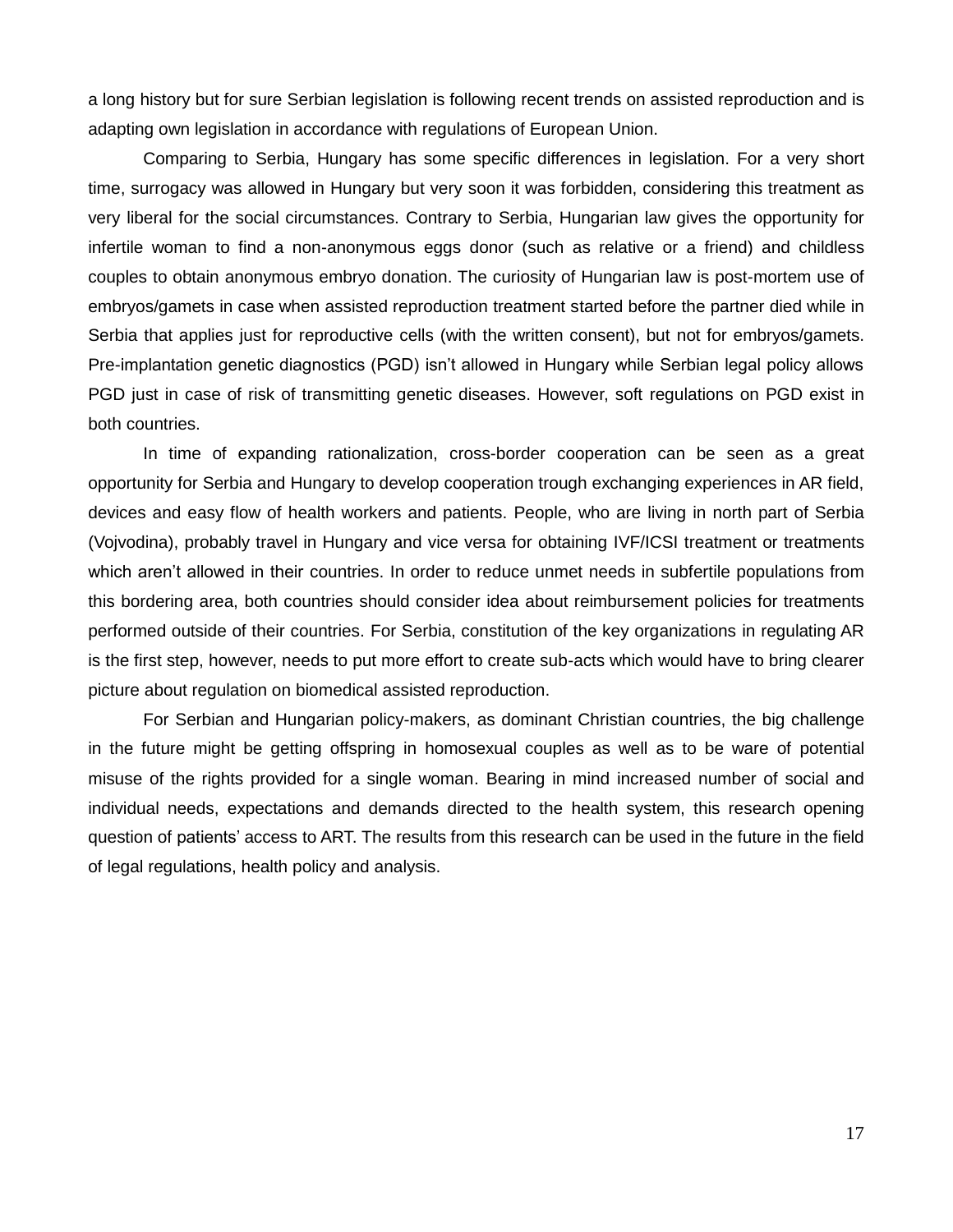a long history but for sure Serbian legislation is following recent trends on assisted reproduction and is adapting own legislation in accordance with regulations of European Union.

Comparing to Serbia, Hungary has some specific differences in legislation. For a very short time, surrogacy was allowed in Hungary but very soon it was forbidden, considering this treatment as very liberal for the social circumstances. Contrary to Serbia, Hungarian law gives the opportunity for infertile woman to find a non-anonymous eggs donor (such as relative or a friend) and childless couples to obtain anonymous embryo donation. The curiosity of Hungarian law is post-mortem use of embryos/gamets in case when assisted reproduction treatment started before the partner died while in Serbia that applies just for reproductive cells (with the written consent), but not for embryos/gamets. Pre-implantation genetic diagnostics (PGD) isn't allowed in Hungary while Serbian legal policy allows PGD just in case of risk of transmitting genetic diseases. However, soft regulations on PGD exist in both countries.

In time of expanding rationalization, cross-border cooperation can be seen as a great opportunity for Serbia and Hungary to develop cooperation trough exchanging experiences in AR field, devices and easy flow of health workers and patients. People, who are living in north part of Serbia (Vojvodina), probably travel in Hungary and vice versa for obtaining IVF/ICSI treatment or treatments which aren't allowed in their countries. In order to reduce unmet needs in subfertile populations from this bordering area, both countries should consider idea about reimbursement policies for treatments performed outside of their countries. For Serbia, constitution of the key organizations in regulating AR is the first step, however, needs to put more effort to create sub-acts which would have to bring clearer picture about regulation on biomedical assisted reproduction.

For Serbian and Hungarian policy-makers, as dominant Christian countries, the big challenge in the future might be getting offspring in homosexual couples as well as to be ware of potential misuse of the rights provided for a single woman. Bearing in mind increased number of social and individual needs, expectations and demands directed to the health system, this research opening question of patients' access to ART. The results from this research can be used in the future in the field of legal regulations, health policy and analysis.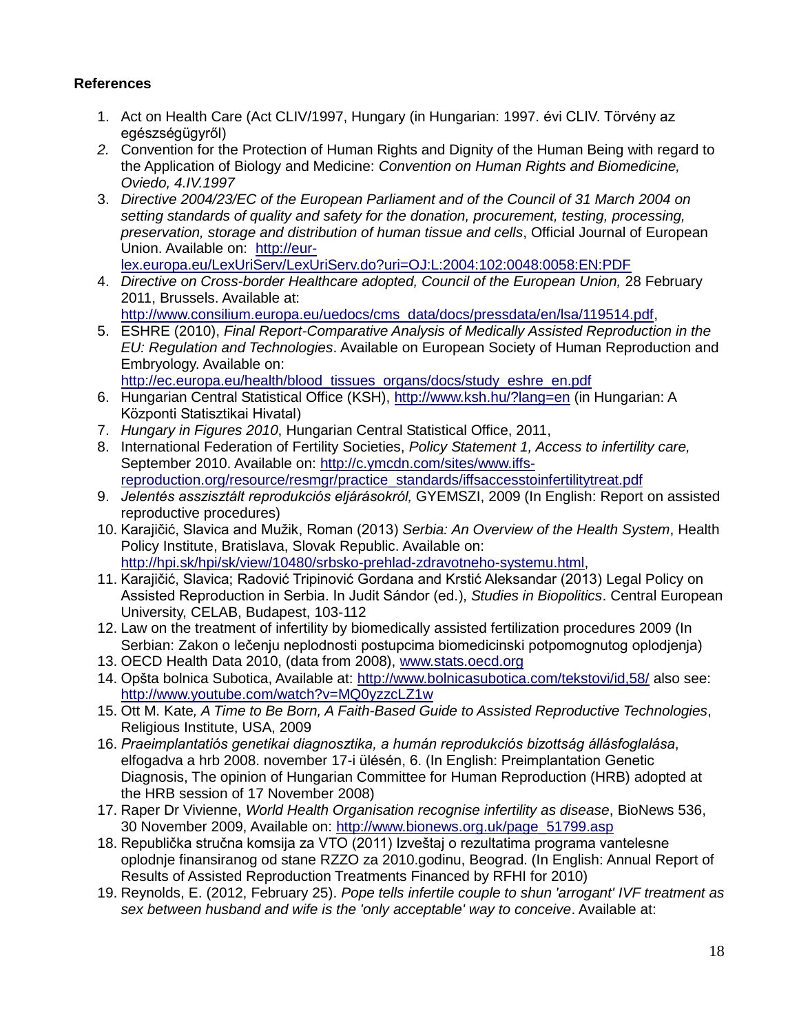**References**

1. Act on Health Care (Act CLIV/1997, Hungary (in Hungarian: 1997. évi CLIV. Törvény az egészségügyről)
2. Convention for the Protection of Human Rights and Dignity of the Human Being with regard to the Application of Biology and Medicine: *Convention on Human Rights and Biomedicine, Oviedo, 4.IV.1997*
3. *Directive 2004/23/EC of the European Parliament and of the Council of 31 March 2004 on setting standards of quality and safety for the donation, procurement, testing, processing, preservation, storage and distribution of human tissue and cells*, Official Journal of European Union. Available on: http://eur-lex.europa.eu/LexUriServ/LexUriServ.do?uri=OJ:L:2004:102:0048:0058:EN:PDF
4. *Directive on Cross-border Healthcare adopted, Council of the European Union,* 28 February 2011, Brussels. Available at: http://www.consilium.europa.eu/uedocs/cms_data/docs/pressdata/en/lsa/119514.pdf,
5. ESHRE (2010), *Final Report-Comparative Analysis of Medically Assisted Reproduction in the EU: Regulation and Technologies*. Available on European Society of Human Reproduction and Embryology. Available on: http://ec.europa.eu/health/blood_tissues_organs/docs/study_eshre_en.pdf
6. Hungarian Central Statistical Office (KSH), http://www.ksh.hu/?lang=en (in Hungarian: A Központi Statisztikai Hivatal)
7. *Hungary in Figures 2010*, Hungarian Central Statistical Office, 2011,
8. International Federation of Fertility Societies, *Policy Statement 1, Access to infertility care,* September 2010. Available on: http://c.ymcdn.com/sites/www.iffs-reproduction.org/resource/resmgr/practice_standards/iffsaccesstoinfertilitytreat.pdf
9. *Jelentés asszisztált reprodukciós eljárásokról,* GYEMSZI, 2009 (In English: Report on assisted reproductive procedures)
10. Karajičić, Slavica and Mužik, Roman (2013) *Serbia: An Overview of the Health System*, Health Policy Institute, Bratislava, Slovak Republic. Available on: http://hpi.sk/hpi/sk/view/10480/srbsko-prehlad-zdravotneho-systemu.html,
11. Karajičić, Slavica; Radović Tripinović Gordana and Krstić Aleksandar (2013) Legal Policy on Assisted Reproduction in Serbia. In Judit Sándor (ed.), *Studies in Biopolitics*. Central European University, CELAB, Budapest, 103-112
12. Law on the treatment of infertility by biomedically assisted fertilization procedures 2009 (In Serbian: Zakon o lečenju neplodnosti postupcima biomedicinski potpomognutog oplodjenja)
13. OECD Health Data 2010, (data from 2008), www.stats.oecd.org
14. Opšta bolnica Subotica, Available at: http://www.bolnicasubotica.com/tekstovi/id,58/ also see: http://www.youtube.com/watch?v=MQ0yzzcLZ1w
15. Ott M. Kate*, A Time to Be Born, A Faith-Based Guide to Assisted Reproductive Technologies*, Religious Institute, USA, 2009
16. *Praeimplantatiós genetikai diagnosztika, a humán reprodukciós bizottság állásfoglalása*, elfogadva a hrb 2008. november 17-i ülésén, 6. (In English: Preimplantation Genetic Diagnosis, The opinion of Hungarian Committee for Human Reproduction (HRB) adopted at the HRB session of 17 November 2008)
17. Raper Dr Vivienne, *World Health Organisation recognise infertility as disease*, BioNews 536, 30 November 2009, Available on: http://www.bionews.org.uk/page_51799.asp
18. Republička stručna komsija za VTO (2011) Izveštaj o rezultatima programa vantelesne oplodnje finansiranog od stane RZZO za 2010.godinu, Beograd. (In English: Annual Report of Results of Assisted Reproduction Treatments Financed by RFHI for 2010)
19. Reynolds, E. (2012, February 25). *Pope tells infertile couple to shun 'arrogant' IVF treatment as sex between husband and wife is the 'only acceptable' way to conceive*. Available at: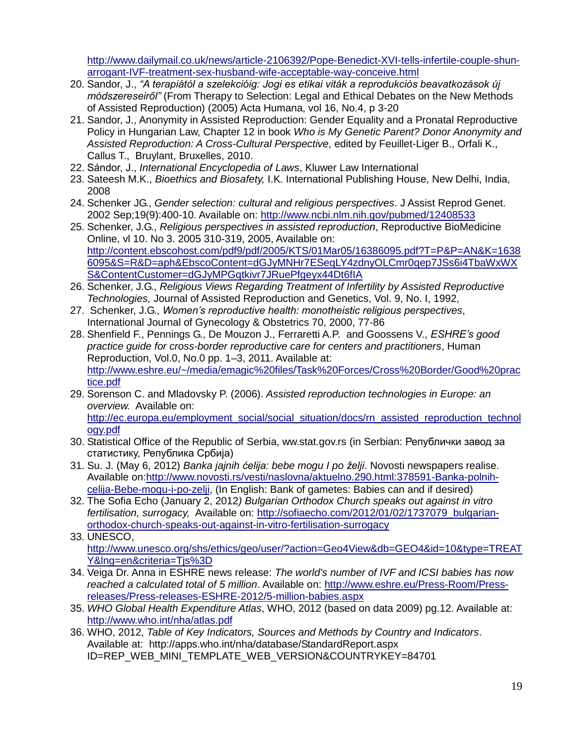http://www.dailymail.co.uk/news/article-2106392/Pope-Benedict-XVI-tells-infertile-couple-shun-arrogant-IVF-treatment-sex-husband-wife-acceptable-way-conceive.html

20. Sandor, J., *"A terapiától a szelekcióig: Jogi es etikai viták a reprodukciós beavatkozások új módszereseiről"* (From Therapy to Selection: Legal and Ethical Debates on the New Methods of Assisted Reproduction) (2005) Acta Humana, vol 16, No.4, p 3-20
21. Sandor, J., Anonymity in Assisted Reproduction: Gender Equality and a Pronatal Reproductive Policy in Hungarian Law, Chapter 12 in book *Who is My Genetic Parent? Donor Anonymity and Assisted Reproduction: A Cross-Cultural Perspective*, edited by Feuillet-Liger B., Orfali K., Callus T., Bruylant, Bruxelles, 2010.
22. Sándor, J., *International Encyclopedia of Laws*, Kluwer Law International
23. Sateesh M.K., *Bioethics and Biosafety,* I.K. International Publishing House, New Delhi, India, 2008
24. Schenker JG., *Gender selection: cultural and religious perspectives*. J Assist Reprod Genet. 2002 Sep;19(9):400-10. Available on: http://www.ncbi.nlm.nih.gov/pubmed/12408533
25. Schenker, J.G., *Religious perspectives in assisted reproduction*, Reproductive BioMedicine Online, vl 10. No 3. 2005 310-319, 2005, Available on: http://content.ebscohost.com/pdf9/pdf/2005/KTS/01Mar05/16386095.pdf?T=P&P=AN&K=16386095&S=R&D=aph&EbscoContent=dGJyMNHr7ESeqLY4zdnyOLCmr0qep7JSs6i4TbaWxWXS&ContentCustomer=dGJyMPGqtkivr7JRuePfgeyx44Dt6fIA
26. Schenker, J.G., *Religious Views Regarding Treatment of Infertility by Assisted Reproductive Technologies,* Journal of Assisted Reproduction and Genetics, Vol. 9, No. I, 1992,
27. Schenker, J.G., *Women's reproductive health: monotheistic religious perspectives*, International Journal of Gynecology & Obstetrics 70, 2000, 77-86
28. Shenfield F., Pennings G., De Mouzon J., Ferraretti A.P. and Goossens V., *ESHRE's good practice guide for cross-border reproductive care for centers and practitioners*, Human Reproduction, Vol.0, No.0 pp. 1–3, 2011. Available at: http://www.eshre.eu/~/media/emagic%20files/Task%20Forces/Cross%20Border/Good%20practice.pdf
29. Sorenson C. and Mladovsky P. (2006). *Assisted reproduction technologies in Europe: an overview.* Available on: http://ec.europa.eu/employment_social/social_situation/docs/rn_assisted_reproduction_technology.pdf
30. Statistical Office of the Republic of Serbia, ww.stat.gov.rs (in Serbian: Републички завод за статистику, Република Србија)
31. Su. J. (May 6, 2012) *Banka jajnih ćelija: bebe mogu I po želji*. Novosti newspapers realise. Available on:http://www.novosti.rs/vesti/naslovna/aktuelno.290.html:378591-Banka-polnih-celija-Bebe-mogu-i-po-zelji, (In English: Bank of gametes: Babies can and if desired)
32. The Sofia Echo (January 2, 2012*) Bulgarian Orthodox Church speaks out against in vitro fertilisation, surrogacy,* Available on: http://sofiaecho.com/2012/01/02/1737079_bulgarian-orthodox-church-speaks-out-against-in-vitro-fertilisation-surrogacy
33. UNESCO, http://www.unesco.org/shs/ethics/geo/user/?action=Geo4View&db=GEO4&id=10&type=TREATY&lng=en&criteria=Tjs%3D
34. Veiga Dr. Anna in ESHRE news release: *The world's number of IVF and ICSI babies has now reached a calculated total of 5 million*. Available on: http://www.eshre.eu/Press-Room/Press-releases/Press-releases-ESHRE-2012/5-million-babies.aspx
35. *WHO Global Health Expenditure Atlas*, WHO, 2012 (based on data 2009) pg.12. Available at: http://www.who.int/nha/atlas.pdf
36. WHO, 2012, *Table of Key Indicators, Sources and Methods by Country and Indicators*. Available at: http://apps.who.int/nha/database/StandardReport.aspx ID=REP_WEB_MINI_TEMPLATE_WEB_VERSION&COUNTRYKEY=84701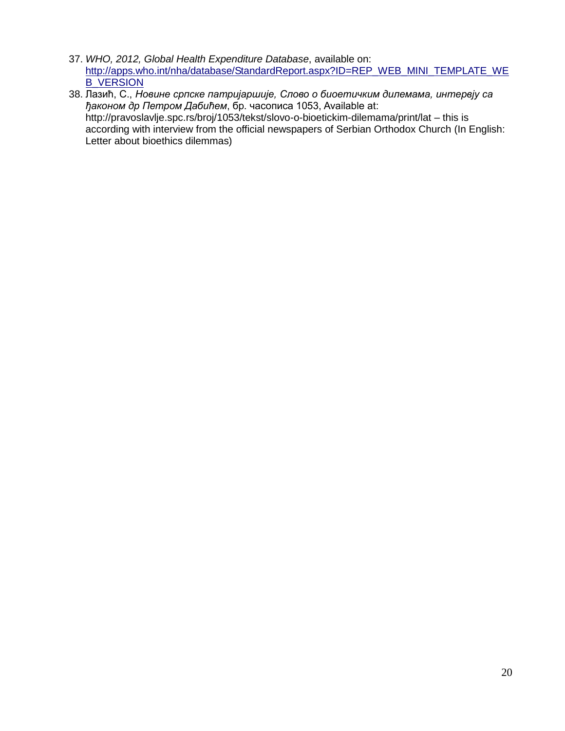37. *WHO, 2012, Global Health Expenditure Database*, available on: http://apps.who.int/nha/database/StandardReport.aspx?ID=REP_WEB_MINI_TEMPLATE_WEB_VERSION
38. Лазић, С., *Новине српске патријаршије, Слово о биоетичким дилемама, интервју са ђаконом др Петром Дабићем*, бр. часописа 1053, Available at: http://pravoslavlje.spc.rs/broj/1053/tekst/slovo-o-bioetickim-dilemama/print/lat – this is according with interview from the official newspapers of Serbian Orthodox Church (In English: Letter about bioethics dilemmas)